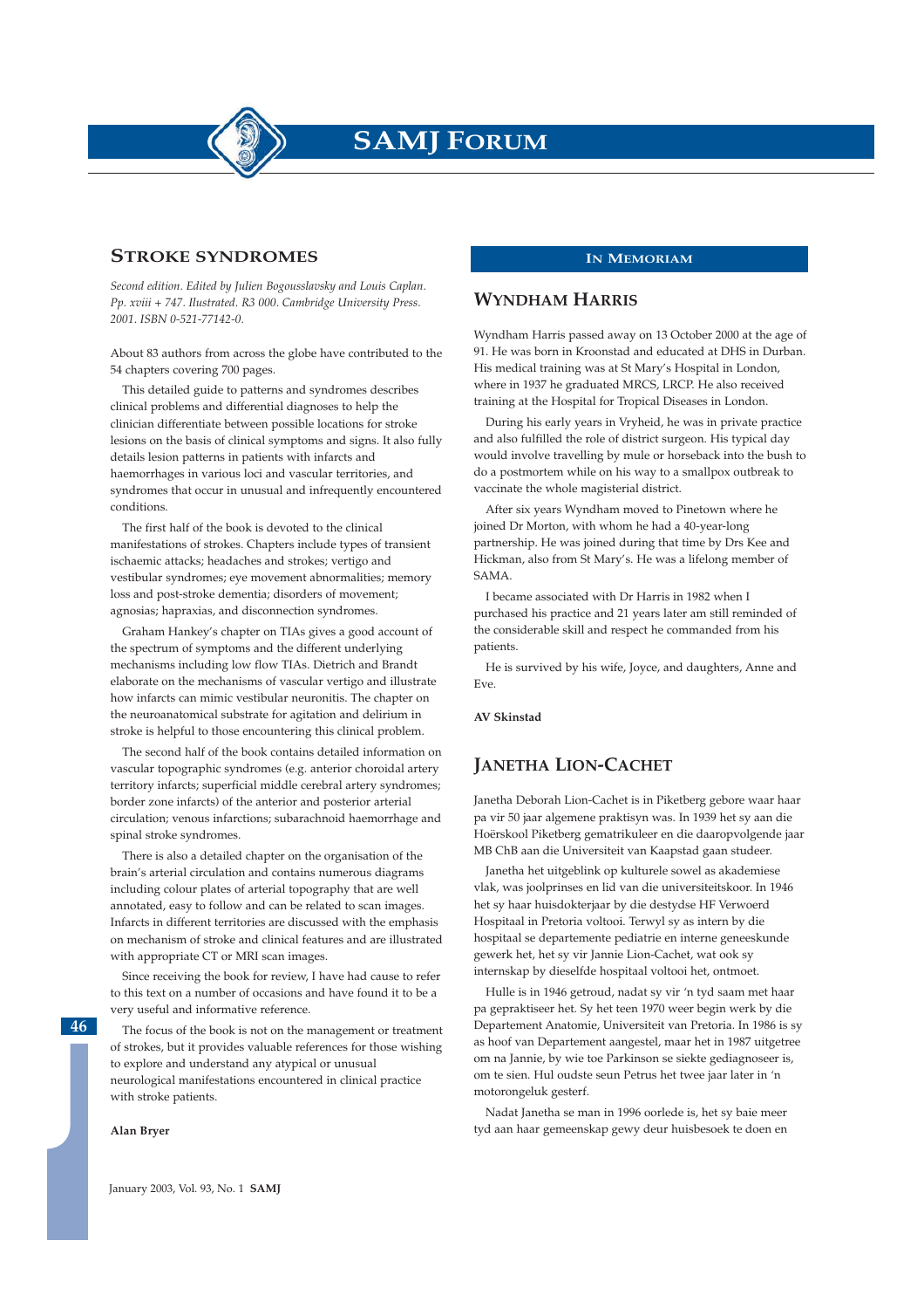## STROKE SYNDROMES

*Second edition. Edited by Julien Bogousslavsky and Louis Caplan. Pp. xviii + 747. Illustrated. R3 000. Cambridge University Press. 2001. ISBN 0-521-77142-0.*

About 83 authors from across the globe have contributed to the 54 chapters covering 700 pages.

This detailed guide to patterns and syndromes describes clinical problems and differential diagnoses to help the clinician differentiate between possible locations for stroke lesions on the basis of clinical symptoms and signs. It also fully details lesion patterns in patients with infarcts and haemorrhages in various loci and vascular territories, and syndromes that occur in unusual and infrequently encountered conditions.

The first half of the book is devoted to the clinical manifestations of strokes. Chapters include types of transient ischaemic attacks; headaches and strokes; vertigo and vestibular syndromes; eye movement abnormalities; memory loss and post-stroke dementia; disorders of movement; agnosias; hapraxias, and disconnection syndromes.

Graham Hankey's chapter on TIAs gives a good account of the spectrum of symptoms and the different underlying mechanisms including low flow TIAs. Dietrich and Brandt elaborate on the mechanisms of vascular vertigo and illustrate how infarcts can mimic vestibular neuronitis. The chapter on the neuroanatomical substrate for agitation and delirium in stroke is helpful to those encountering this clinical problem.

The second half of the book contains detailed information on vascular topographic syndromes (e.g. anterior choroidal artery territory infarcts; superficial middle cerebral artery syndromes; border zone infarcts) of the anterior and posterior arterial circulation; venous infarctions; subarachnoid haemorrhage and spinal stroke syndromes.

There is also a detailed chapter on the organisation of the brain's arterial circulation and contains numerous diagrams including colour plates of arterial topography that are well annotated, easy to follow and can be related to scan images. Infarcts in different territories are discussed with the emphasis on mechanism of stroke and clinical features and are illustrated with appropriate CT or MRI scan images.

Since receiving the book for review, I have had cause to refer to this text on a number of occasions and have found it to be a very useful and informative reference.

The focus of the book is not on the management or treatment of strokes, but it provides valuable references for those wishing to explore and understand any atypical or unusual neurological manifestations encountered in clinical practice with stroke patients.

**Alan Bryer**

## IN MEMORIAM

### WYNDHAM HARRIS

Wyndham Harris passed away on 13 October 2000 at the age of 91. He was born in Kroonstad and educated at DHS in Durban. His medical training was at St Mary's Hospital in London, where in 1937 he graduated MRCS, LRCP. He also received training at the Hospital for Tropical Diseases in London.

During his early years in Vryheid, he was in private practice and also fulfilled the role of district surgeon. His typical day would involve travelling by mule or horseback into the bush to do a postmortem while on his way to a smallpox outbreak to vaccinate the whole magisterial district.

After six years Wyndham moved to Pinetown where he joined Dr Morton, with whom he had a 40-year-long partnership. He was joined during that time by Drs Kee and Hickman, also from St Mary's. He was a lifelong member of SAMA.

I became associated with Dr Harris in 1982 when I purchased his practice and 21 years later am still reminded of the considerable skill and respect he commanded from his patients.

He is survived by his wife, Joyce, and daughters, Anne and Eve.

**AV Skinstad**

### JANETHA LION-CACHET

Janetha Deborah Lion-Cachet is in Piketberg gebore waar haar pa vir 50 jaar algemene praktisyn was. In 1939 het sy aan die Hoërskool Piketberg gematrikuleer en die daaropvolgende jaar MB ChB aan die Universiteit van Kaapstad gaan studeer.

Janetha het uitgeblink op kulturele sowel as akademiese vlak, was joolprinses en lid van die universiteitskoor. In 1946 het sy haar huisdokterjaar by die destydse HF Verwoerd Hospitaal in Pretoria voltooi. Terwyl sy as intern by die hospitaal se departemente pediatrie en interne geneeskunde gewerk het, het sy vir Jannie Lion-Cachet, wat ook sy internskap by dieselfde hospitaal voltooi het, ontmoet.

Hulle is in 1946 getroud, nadat sy vir 'n tyd saam met haar pa gepraktiseer het. Sy het teen 1970 weer begin werk by die Departement Anatomie, Universiteit van Pretoria. In 1986 is sy as hoof van Departement aangestel, maar het in 1987 uitgetree om na Jannie, by wie toe Parkinson se siekte gediagnoseer is, om te sien. Hul oudste seun Petrus het twee jaar later in 'n motorongeluk gesterf.

Nadat Janetha se man in 1996 oorlede is, het sy baie meer tyd aan haar gemeenskap gewy deur huisbesoek te doen en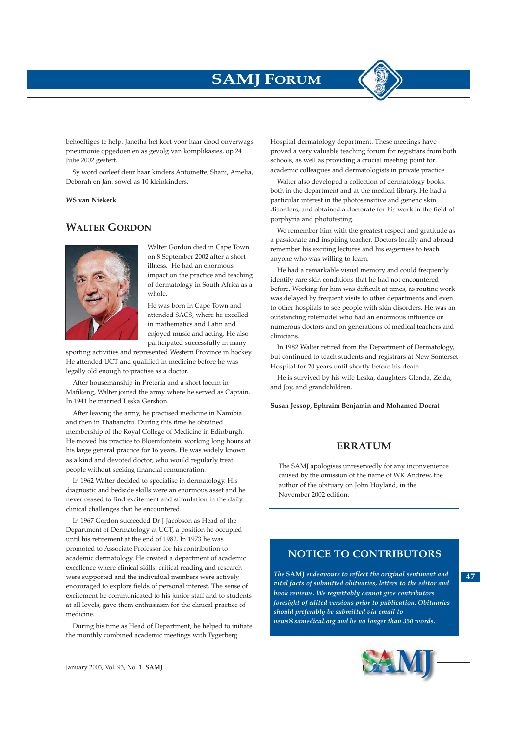behoeftiges te help. Janetha het kort voor haar dood onderwags pneumonie opgedoen en as gevolg van komplikasies, op 24 Julie 2002 gesterf.

Sy word oorleef deur haar kinders Antoinette, Shani, Amelia, Deborah en Jan, sowel as 10 kleinkinders.

**WS van Niekerk**

## Walter Gordon

Walter Gordon died in Cape Town on 8 September 2002 after a short illness. He had an enormous impact on the practice and teaching of dermatology in South Africa as a whole.

He was born in Cape Town and attended SACS, where he excelled in mathematics and Latin and enjoyed music and acting. He also participated successfully in many sporting activities and represented Western Province in hockey. He attended UCT and qualified in medicine before he was legally old enough to practise as a doctor.

After housemanship in Pretoria and a short locum in Mafikeng, Walter joined the army where he served as Captain. In 1941 he married Leska Gershon.

After leaving the army, he practised medicine in Namibia and then in Thabanchu. During this time he obtained membership of the Royal College of Medicine in Edinburgh. He moved his practice to Bloemfontein, working long hours at his large general practice for 16 years. He was widely known as a kind and devoted doctor, who would regularly treat people without seeking financial remuneration.

In 1962 Walter decided to specialise in dermatology. His diagnostic and bedside skills were an enormous asset and he never ceased to find excitement and stimulation in the daily clinical challenges that he encountered.

In 1967 Gordon succeeded Dr J Jacobson as Head of the Department of Dermatology at UCT, a position he occupied until his retirement at the end of 1982. In 1973 he was promoted to Associate Professor for his contribution to academic dermatology. He created a department of academic excellence where clinical skills, critical reading and research were supported and the individual members were actively encouraged to explore fields of personal interest. The sense of excitement he communicated to his junior staff and to students at all levels, gave them enthusiasm for the clinical practice of medicine.

During his time as Head of Department, he helped to initiate the monthly combined academic meetings with Tygerberg Hospital dermatology department. These meetings have proved a very valuable teaching forum for registrars from both schools, as well as providing a crucial meeting point for academic colleagues and dermatologists in private practice.

Walter also developed a collection of dermatology books, both in the department and at the medical library. He had a particular interest in the photosensitive and genetic skin disorders, and obtained a doctorate for his work in the field of porphyria and phototesting.

We remember him with the greatest respect and gratitude as a passionate and inspiring teacher. Doctors locally and abroad remember his exciting lectures and his eagerness to teach anyone who was willing to learn.

He had a remarkable visual memory and could frequently identify rare skin conditions that he had not encountered before. Working for him was difficult at times, as routine work was delayed by frequent visits to other departments and even to other hospitals to see people with skin disorders. He was an outstanding rolemodel who had an enormous influence on numerous doctors and on generations of medical teachers and clinicians.

In 1982 Walter retired from the Department of Dermatology, but continued to teach students and registrars at New Somerset Hospital for 20 years until shortly before his death.

He is survived by his wife Leska, daughters Glenda, Zelda, and Joy, and grandchildren.

**Susan Jessop, Ephraim Benjamin and Mohamed Docrat**

## ERRATUM

The SAMJ apologises unreservedly for any inconvenience caused by the omission of the name of WK Andrew, the author of the obituary on John Hoyland, in the November 2002 edition.

## NOTICE TO CONTRIBUTORS

*The **SAMJ** endeavours to reflect the original sentiment and vital facts of submitted obituaries, letters to the editor and book reviews. We regrettably cannot give contributors foresight of edited versions prior to publication. Obituaries should preferably be submitted via email to news@samedical.org and be no longer than 350 words.*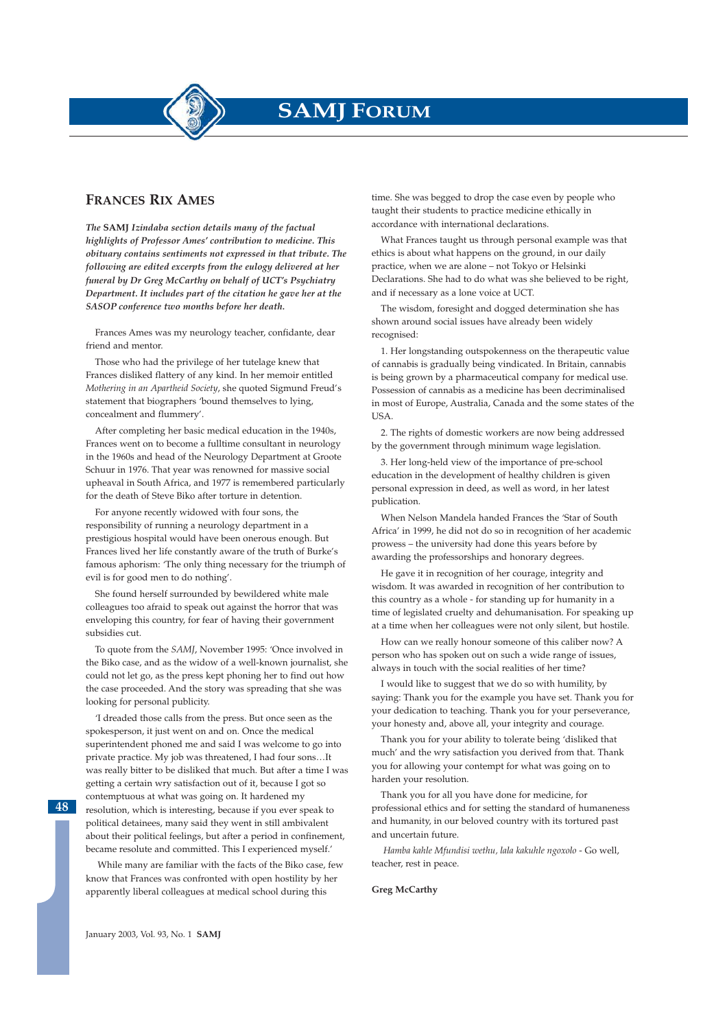# FRANCES RIX AMES

***The* SAMJ *Izindaba section details many of the factual highlights of Professor Ames' contribution to medicine. This obituary contains sentiments not expressed in that tribute. The following are edited excerpts from the eulogy delivered at her funeral by Dr Greg McCarthy on behalf of UCT's Psychiatry Department. It includes part of the citation he gave her at the SASOP conference two months before her death.***

Frances Ames was my neurology teacher, confidante, dear friend and mentor.

Those who had the privilege of her tutelage knew that Frances disliked flattery of any kind. In her memoir entitled *Mothering in an Apartheid Society*, she quoted Sigmund Freud's statement that biographers 'bound themselves to lying, concealment and flummery'.

After completing her basic medical education in the 1940s, Frances went on to become a fulltime consultant in neurology in the 1960s and head of the Neurology Department at Groote Schuur in 1976. That year was renowned for massive social upheaval in South Africa, and 1977 is remembered particularly for the death of Steve Biko after torture in detention.

For anyone recently widowed with four sons, the responsibility of running a neurology department in a prestigious hospital would have been onerous enough. But Frances lived her life constantly aware of the truth of Burke's famous aphorism: 'The only thing necessary for the triumph of evil is for good men to do nothing'.

She found herself surrounded by bewildered white male colleagues too afraid to speak out against the horror that was enveloping this country, for fear of having their government subsidies cut.

To quote from the *SAMJ*, November 1995: 'Once involved in the Biko case, and as the widow of a well-known journalist, she could not let go, as the press kept phoning her to find out how the case proceeded. And the story was spreading that she was looking for personal publicity.

'I dreaded those calls from the press. But once seen as the spokesperson, it just went on and on. Once the medical superintendent phoned me and said I was welcome to go into private practice. My job was threatened, I had four sons…It was really bitter to be disliked that much. But after a time I was getting a certain wry satisfaction out of it, because I got so contemptuous at what was going on. It hardened my resolution, which is interesting, because if you ever speak to political detainees, many said they went in still ambivalent about their political feelings, but after a period in confinement, became resolute and committed. This I experienced myself.'

While many are familiar with the facts of the Biko case, few know that Frances was confronted with open hostility by her apparently liberal colleagues at medical school during this time. She was begged to drop the case even by people who taught their students to practice medicine ethically in accordance with international declarations.

What Frances taught us through personal example was that ethics is about what happens on the ground, in our daily practice, when we are alone – not Tokyo or Helsinki Declarations. She had to do what was she believed to be right, and if necessary as a lone voice at UCT.

The wisdom, foresight and dogged determination she has shown around social issues have already been widely recognised:

1. Her longstanding outspokenness on the therapeutic value of cannabis is gradually being vindicated. In Britain, cannabis is being grown by a pharmaceutical company for medical use. Possession of cannabis as a medicine has been decriminalised in most of Europe, Australia, Canada and the some states of the USA.

2. The rights of domestic workers are now being addressed by the government through minimum wage legislation.

3. Her long-held view of the importance of pre-school education in the development of healthy children is given personal expression in deed, as well as word, in her latest publication.

When Nelson Mandela handed Frances the 'Star of South Africa' in 1999, he did not do so in recognition of her academic prowess – the university had done this years before by awarding the professorships and honorary degrees.

He gave it in recognition of her courage, integrity and wisdom. It was awarded in recognition of her contribution to this country as a whole - for standing up for humanity in a time of legislated cruelty and dehumanisation. For speaking up at a time when her colleagues were not only silent, but hostile.

How can we really honour someone of this caliber now? A person who has spoken out on such a wide range of issues, always in touch with the social realities of her time?

I would like to suggest that we do so with humility, by saying: Thank you for the example you have set. Thank you for your dedication to teaching. Thank you for your perseverance, your honesty and, above all, your integrity and courage.

Thank you for your ability to tolerate being 'disliked that much' and the wry satisfaction you derived from that. Thank you for allowing your contempt for what was going on to harden your resolution.

Thank you for all you have done for medicine, for professional ethics and for setting the standard of humaneness and humanity, in our beloved country with its tortured past and uncertain future.

*Hamba kahle Mfundisi wethu, lala kakuhle ngoxolo* - Go well, teacher, rest in peace.

**Greg McCarthy**